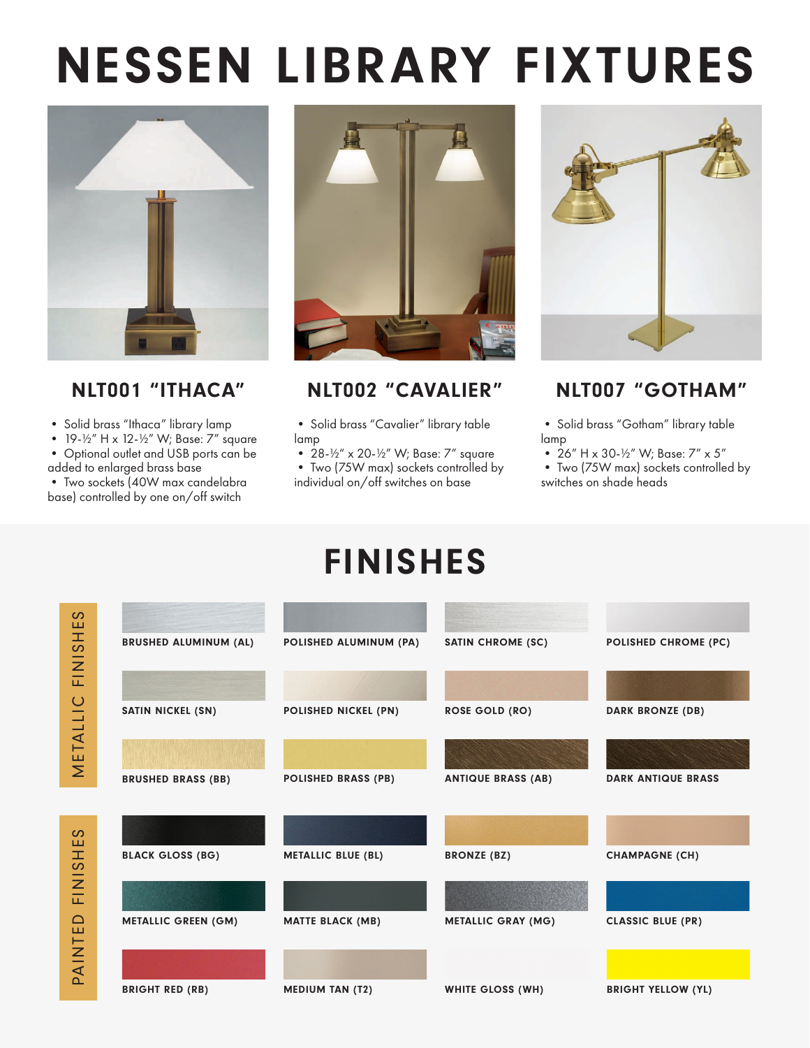# NESSEN LIBRARY FIXTURES

## NLT001 "ITHACA"

- Solid brass "Ithaca" library lamp
- 19-½" H x 12-½" W; Base: 7" square
- Optional outlet and USB ports can be added to enlarged brass base
- Two sockets (40W max candelabra base) controlled by one on/off switch

## NLT002 "CAVALIER"

- Solid brass "Cavalier" library table lamp
- 28-½" x 20-½" W; Base: 7" square
- Two (75W max) sockets controlled by individual on/off switches on base

## NLT007 "GOTHAM"

- Solid brass "Gotham" library table lamp
- 26" H x 30-½" W; Base: 7" x 5"
- Two (75W max) sockets controlled by switches on shade heads

# FINISHES

### METALLIC FINISHES

- BRUSHED ALUMINUM (AL)
- POLISHED ALUMINUM (PA)
- SATIN CHROME (SC)
- POLISHED CHROME (PC)
- SATIN NICKEL (SN)
- POLISHED NICKEL (PN)
- ROSE GOLD (RO)
- DARK BRONZE (DB)
- BRUSHED BRASS (BB)
- POLISHED BRASS (PB)
- ANTIQUE BRASS (AB)
- DARK ANTIQUE BRASS

### PAINTED FINISHES

- BLACK GLOSS (BG)
- METALLIC BLUE (BL)
- BRONZE (BZ)
- CHAMPAGNE (CH)
- METALLIC GREEN (GM)
- MATTE BLACK (MB)
- METALLIC GRAY (MG)
- CLASSIC BLUE (PR)
- BRIGHT RED (RB)
- MEDIUM TAN (T2)
- WHITE GLOSS (WH)
- BRIGHT YELLOW (YL)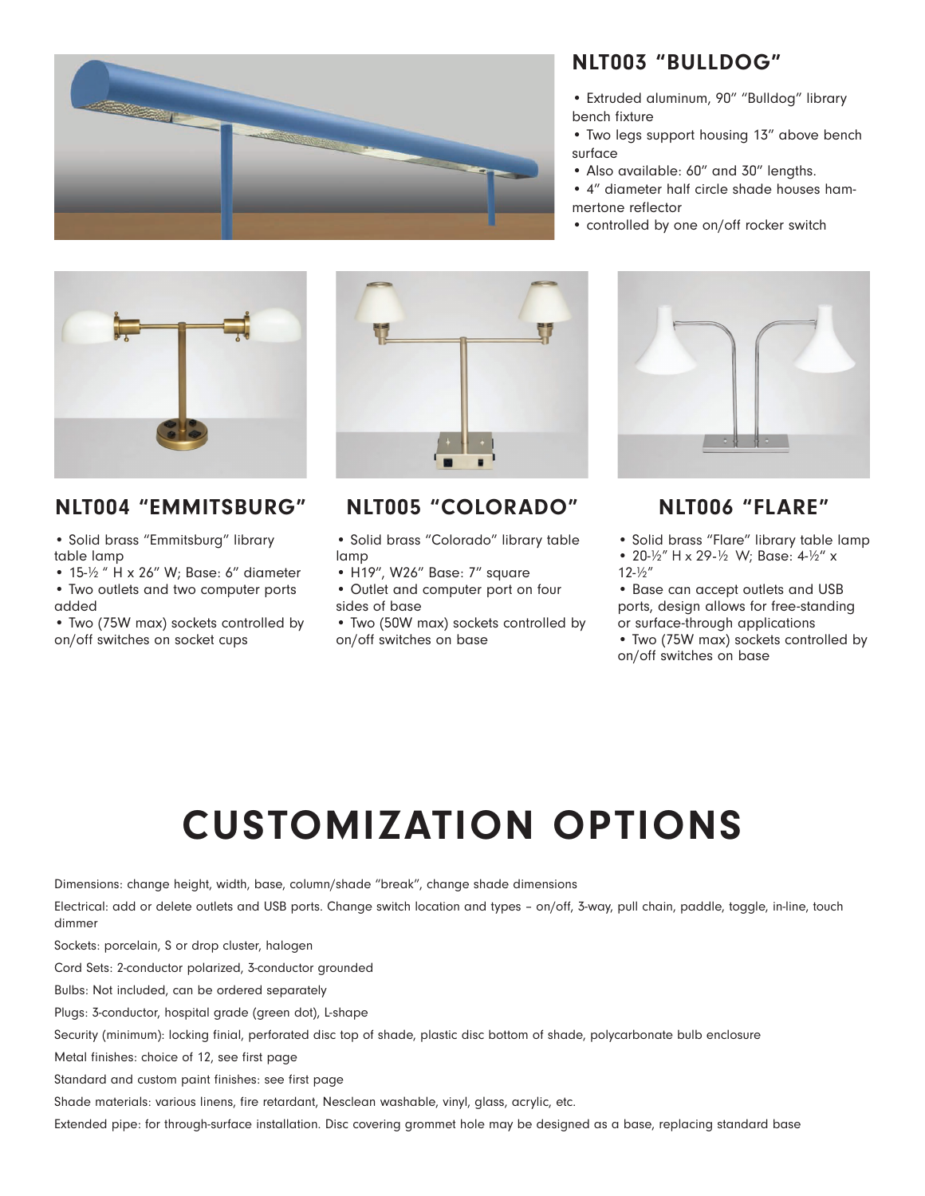## NLT003 "BULLDOG"

- Extruded aluminum, 90" "Bulldog" library bench fixture
- Two legs support housing 13" above bench surface
- Also available: 60" and 30" lengths.
- 4" diameter half circle shade houses hammertone reflector
- controlled by one on/off rocker switch

## NLT004 "EMMITSBURG"

- Solid brass "Emmitsburg" library table lamp
- 15-½ " H x 26" W; Base: 6" diameter
- Two outlets and two computer ports added
- Two (75W max) sockets controlled by on/off switches on socket cups

## NLT005 "COLORADO"

- Solid brass "Colorado" library table lamp
- H19", W26" Base: 7" square
- Outlet and computer port on four sides of base
- Two (50W max) sockets controlled by on/off switches on base

## NLT006 "FLARE"

- Solid brass "Flare" library table lamp
- 20-½" H x 29-½ W; Base: 4-½" x 12-½"
- Base can accept outlets and USB ports, design allows for free-standing or surface-through applications
- Two (75W max) sockets controlled by on/off switches on base

# CUSTOMIZATION OPTIONS

Dimensions: change height, width, base, column/shade "break", change shade dimensions

Electrical: add or delete outlets and USB ports. Change switch location and types – on/off, 3-way, pull chain, paddle, toggle, in-line, touch dimmer

Sockets: porcelain, S or drop cluster, halogen

Cord Sets: 2-conductor polarized, 3-conductor grounded

Bulbs: Not included, can be ordered separately

Plugs: 3-conductor, hospital grade (green dot), L-shape

Security (minimum): locking finial, perforated disc top of shade, plastic disc bottom of shade, polycarbonate bulb enclosure

Metal finishes: choice of 12, see first page

Standard and custom paint finishes: see first page

Shade materials: various linens, fire retardant, Nesclean washable, vinyl, glass, acrylic, etc.

Extended pipe: for through-surface installation. Disc covering grommet hole may be designed as a base, replacing standard base